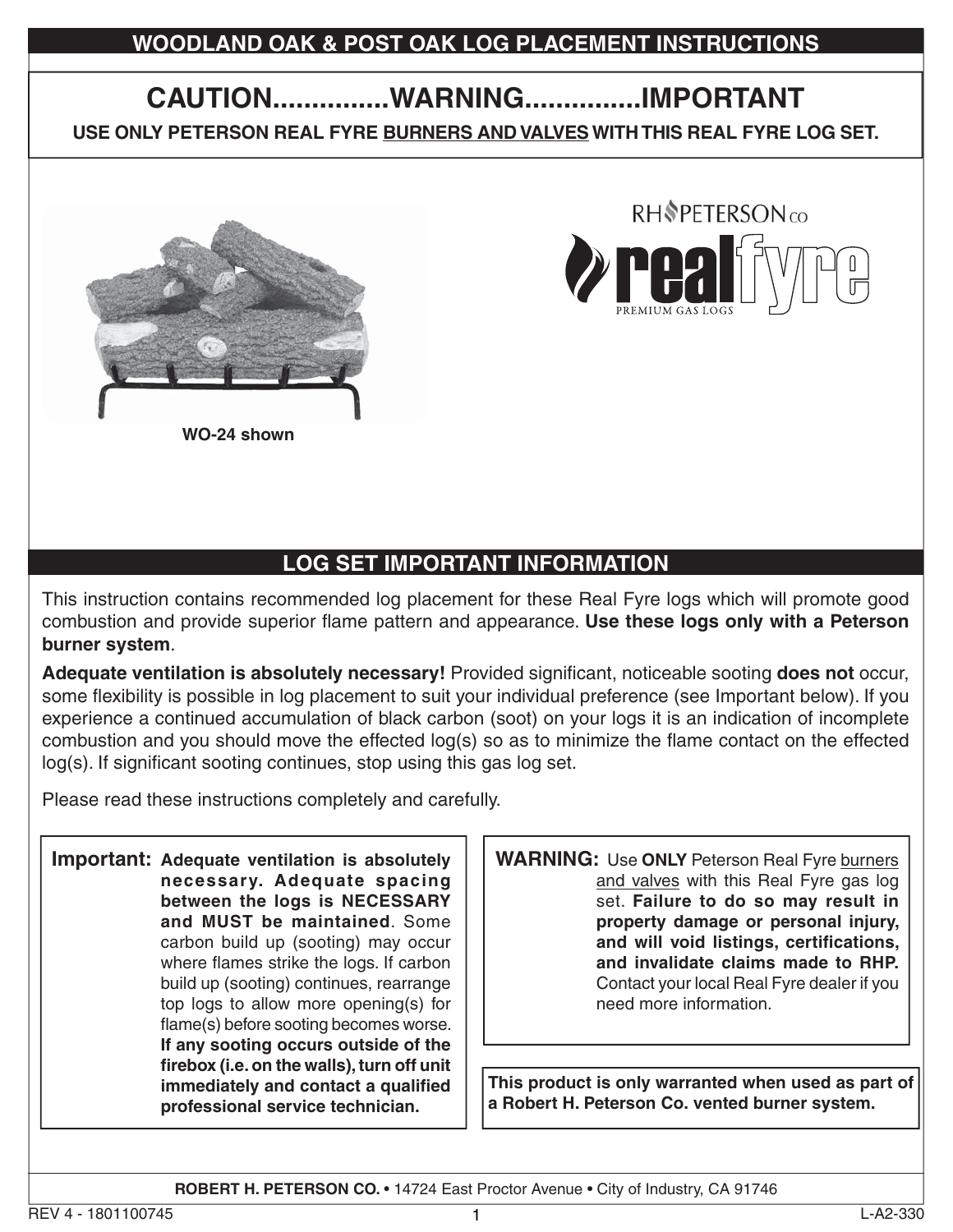# WOODLAND OAK & POST OAK LOG PLACEMENT INSTRUCTIONS

## CAUTION..............WARNING..............IMPORTANT

**USE ONLY PETERSON REAL FYRE BURNERS AND VALVES WITH THIS REAL FYRE LOG SET.**

WO-24 shown

RH PETERSON CO
realfyre
PREMIUM GAS LOGS

## LOG SET IMPORTANT INFORMATION

This instruction contains recommended log placement for these Real Fyre logs which will promote good combustion and provide superior flame pattern and appearance. **Use these logs only with a Peterson burner system**.

**Adequate ventilation is absolutely necessary!** Provided significant, noticeable sooting **does not** occur, some flexibility is possible in log placement to suit your individual preference (see Important below). If you experience a continued accumulation of black carbon (soot) on your logs it is an indication of incomplete combustion and you should move the effected log(s) so as to minimize the flame contact on the effected log(s). If significant sooting continues, stop using this gas log set.

Please read these instructions completely and carefully.

**Important:** **Adequate ventilation is absolutely necessary. Adequate spacing between the logs is NECESSARY and MUST be maintained**. Some carbon build up (sooting) may occur where flames strike the logs. If carbon build up (sooting) continues, rearrange top logs to allow more opening(s) for flame(s) before sooting becomes worse. **If any sooting occurs outside of the firebox (i.e. on the walls), turn off unit immediately and contact a qualified professional service technician.**

**WARNING:** Use **ONLY** Peterson Real Fyre burners and valves with this Real Fyre gas log set. **Failure to do so may result in property damage or personal injury, and will void listings, certifications, and invalidate claims made to RHP.** Contact your local Real Fyre dealer if you need more information.

**This product is only warranted when used as part of a Robert H. Peterson Co. vented burner system.**

**ROBERT H. PETERSON CO.** • 14724 East Proctor Avenue • City of Industry, CA 91746

REV 4 - 1801100745

L-A2-330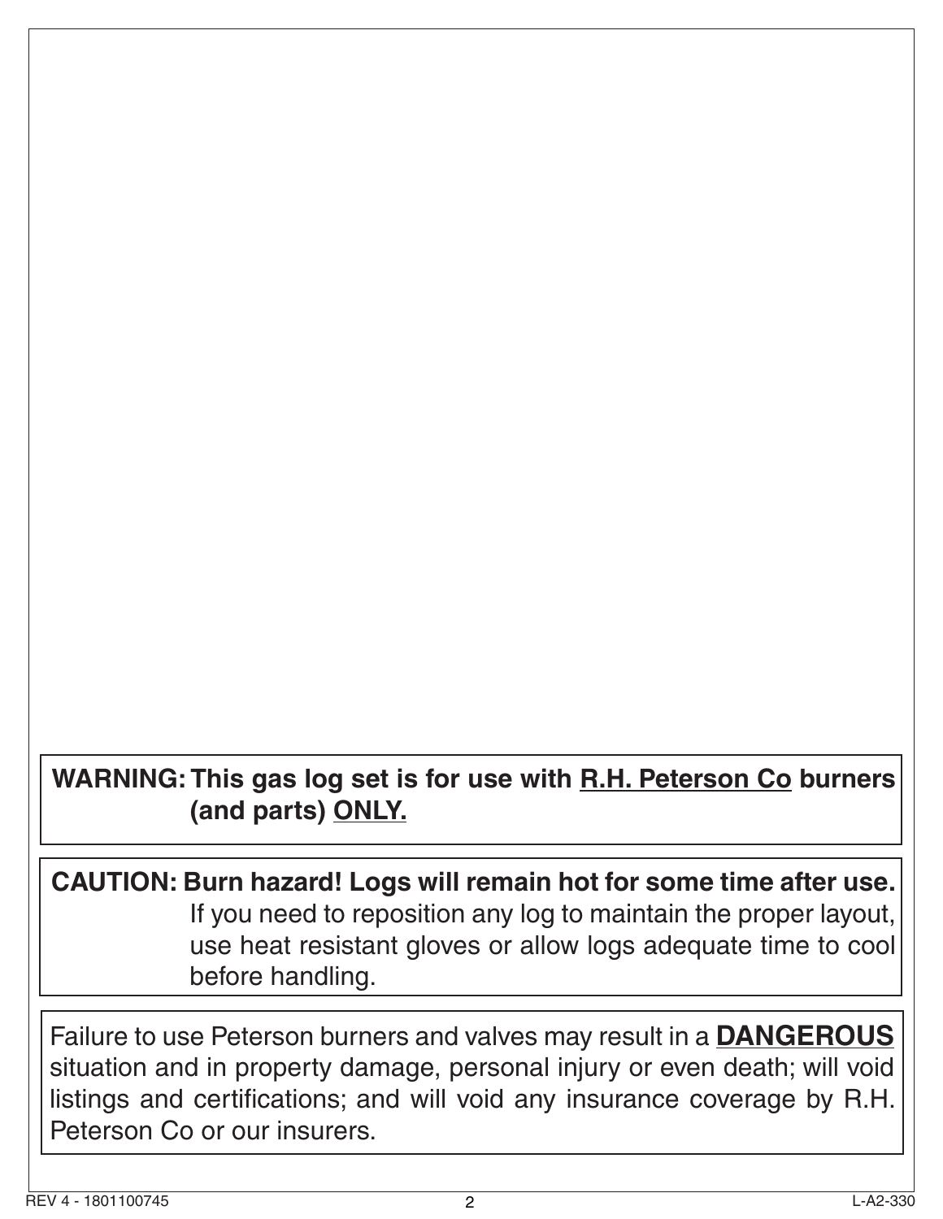**WARNING: This gas log set is for use with R.H. Peterson Co burners (and parts) ONLY.**

**CAUTION: Burn hazard! Logs will remain hot for some time after use.** If you need to reposition any log to maintain the proper layout, use heat resistant gloves or allow logs adequate time to cool before handling.

Failure to use Peterson burners and valves may result in a **DANGEROUS** situation and in property damage, personal injury or even death; will void listings and certifications; and will void any insurance coverage by R.H. Peterson Co or our insurers.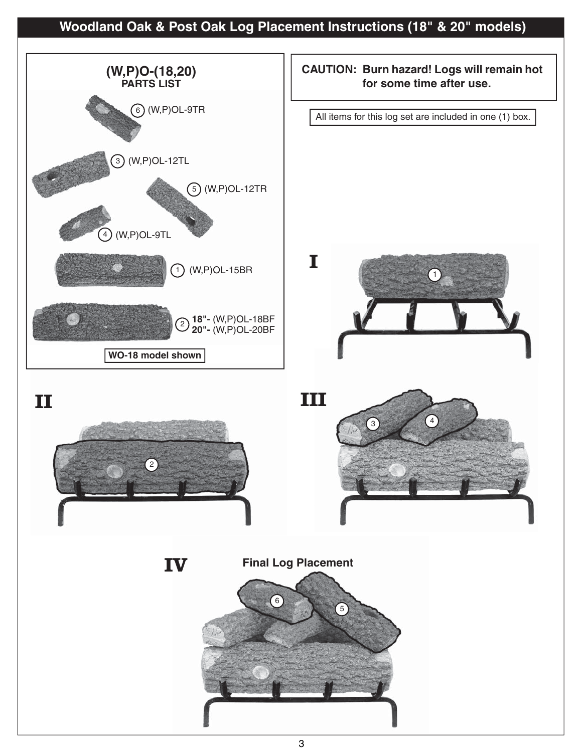# Woodland Oak & Post Oak Log Placement Instructions (18" & 20" models)

## (W,P)O-(18,20)
### PARTS LIST

6 (W,P)OL-9TR

3 (W,P)OL-12TL

5 (W,P)OL-12TR

4 (W,P)OL-9TL

1 (W,P)OL-15BR

2 **18"-** (W,P)OL-18BF
**20"-** (W,P)OL-20BF

**WO-18 model shown**

**CAUTION: Burn hazard! Logs will remain hot for some time after use.**

All items for this log set are included in one (1) box.

**I**

1

**II**

2

**III**

3

4

**IV** **Final Log Placement**

6

5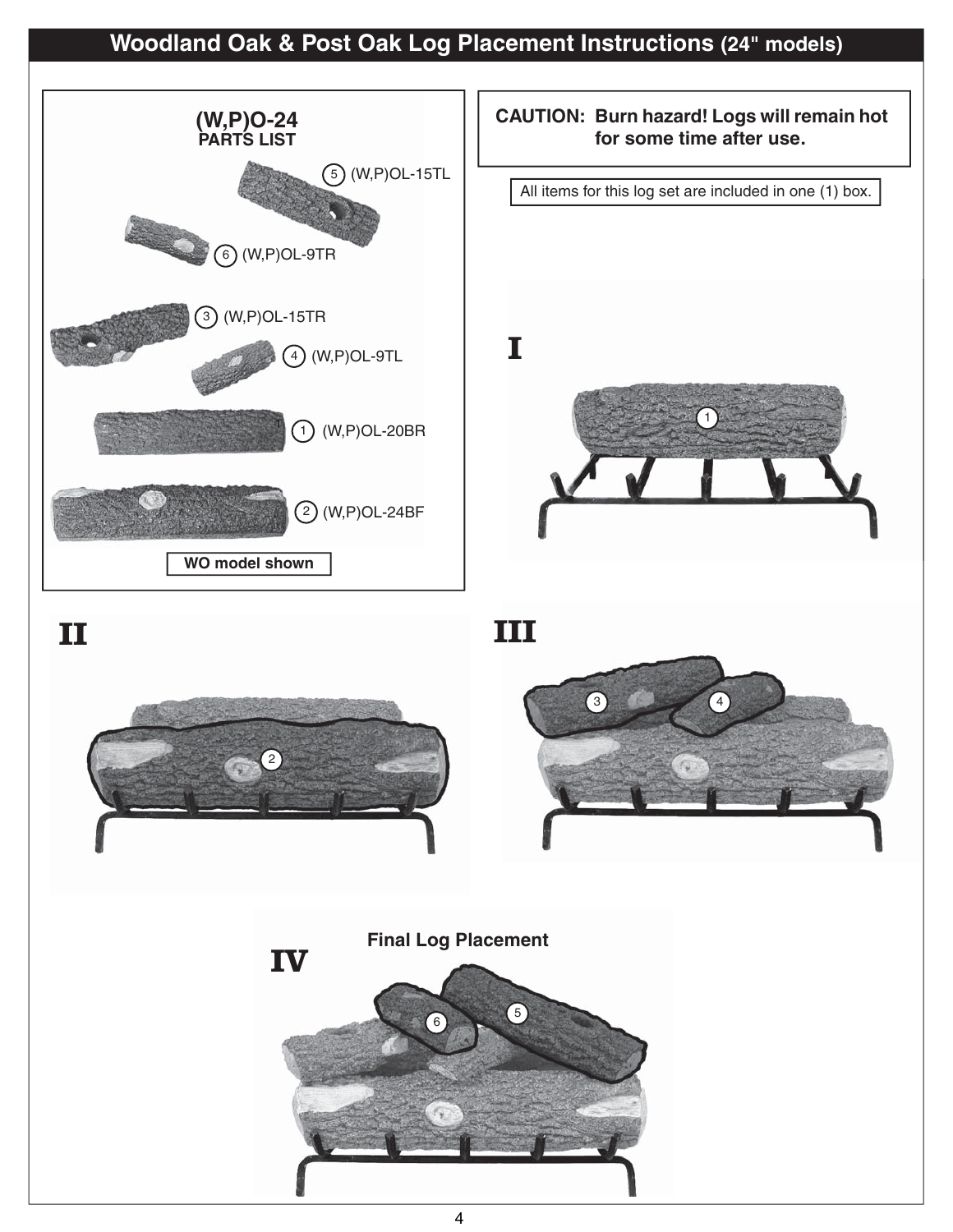# Woodland Oak & Post Oak Log Placement Instructions (24" models)

**(W,P)O-24**
**PARTS LIST**

5 (W,P)OL-15TL

6 (W,P)OL-9TR

3 (W,P)OL-15TR

4 (W,P)OL-9TL

1 (W,P)OL-20BR

2 (W,P)OL-24BF

**WO model shown**

**CAUTION: Burn hazard! Logs will remain hot for some time after use.**

All items for this log set are included in one (1) box.

**I**

1

**II**

2

**III**

3 4

**IV**

**Final Log Placement**

6 5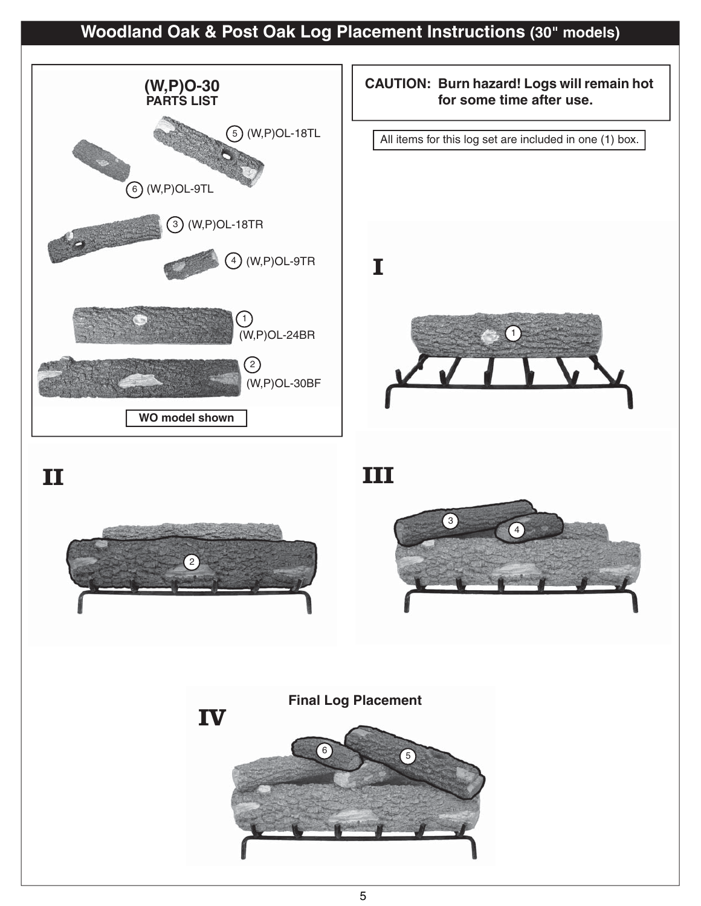# Woodland Oak & Post Oak Log Placement Instructions (30" models)

## (W,P)O-30
**PARTS LIST**

5 (W,P)OL-18TL

6 (W,P)OL-9TL

3 (W,P)OL-18TR

4 (W,P)OL-9TR

1 (W,P)OL-24BR

2 (W,P)OL-30BF

**WO model shown**

**CAUTION: Burn hazard! Logs will remain hot for some time after use.**

All items for this log set are included in one (1) box.

**I**

1

**II**

2

**III**

3

4

**IV**

**Final Log Placement**

6

5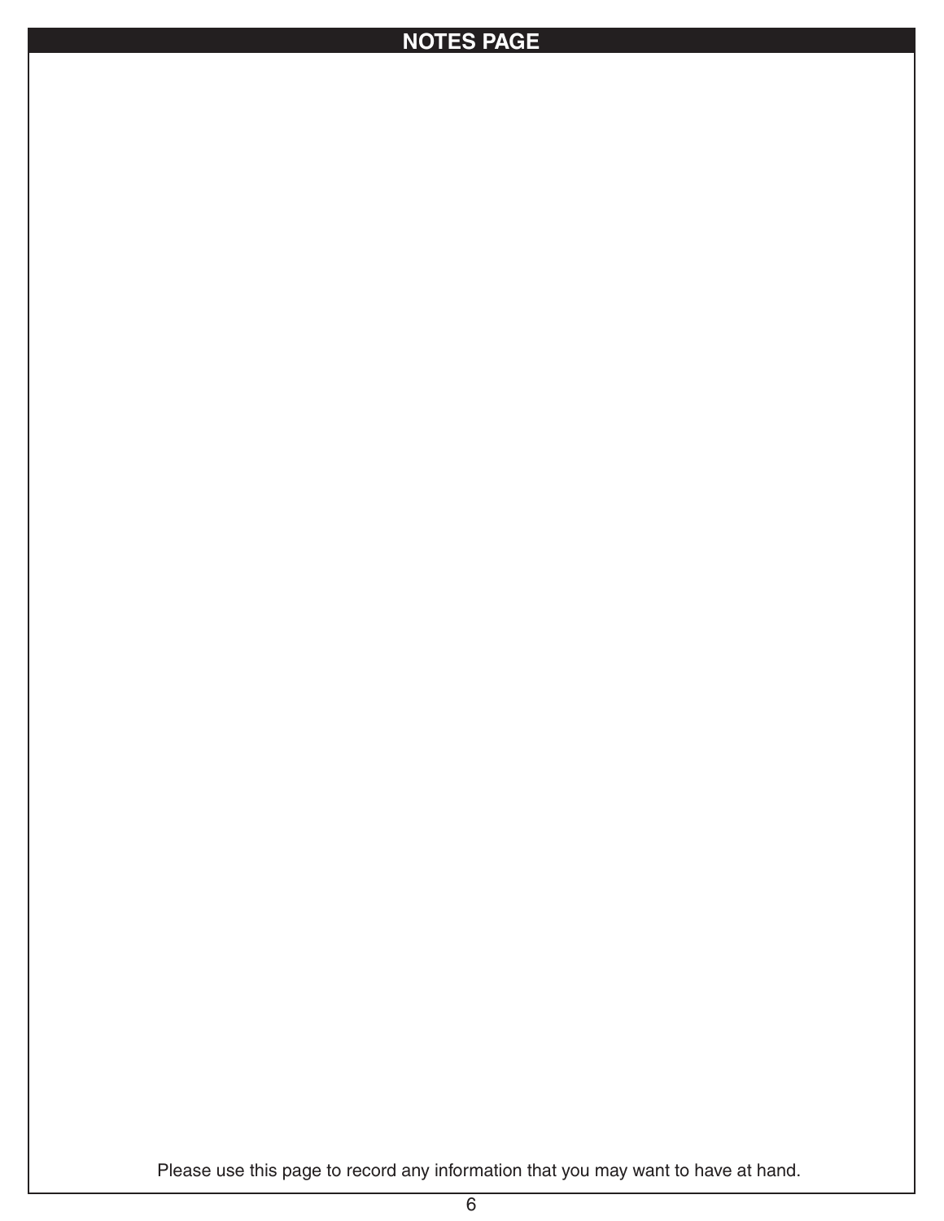# NOTES PAGE

Please use this page to record any information that you may want to have at hand.